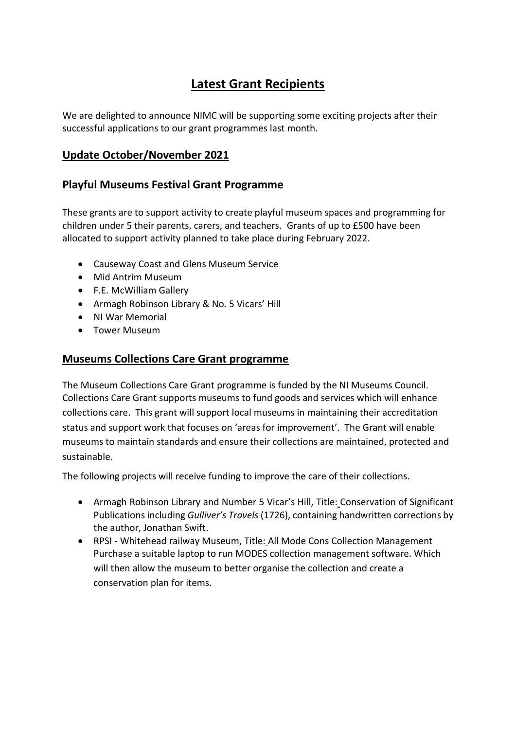# Latest Grant Recipients

We are delighted to announce NIMC will be supporting some exciting projects after their successful applications to our grant programmes last month.

## Update October/November 2021

## Playful Museums Festival Grant Programme

These grants are to support activity to create playful museum spaces and programming for children under 5 their parents, carers, and teachers. Grants of up to £500 have been allocated to support activity planned to take place during February 2022.

- Causeway Coast and Glens Museum Service
- Mid Antrim Museum
- F.E. McWilliam Gallery
- Armagh Robinson Library & No. 5 Vicars' Hill
- NI War Memorial
- Tower Museum

## Museums Collections Care Grant programme

The Museum Collections Care Grant programme is funded by the NI Museums Council. Collections Care Grant supports museums to fund goods and services which will enhance collections care. This grant will support local museums in maintaining their accreditation status and support work that focuses on 'areas for improvement'. The Grant will enable museums to maintain standards and ensure their collections are maintained, protected and sustainable.

The following projects will receive funding to improve the care of their collections.

- Armagh Robinson Library and Number 5 Vicar's Hill, Title: Conservation of Significant Publications including *Gulliver's Travels* (1726), containing handwritten corrections by the author, Jonathan Swift.
- RPSI - Whitehead railway Museum, Title: All Mode Cons Collection Management Purchase a suitable laptop to run MODES collection management software. Which will then allow the museum to better organise the collection and create a conservation plan for items.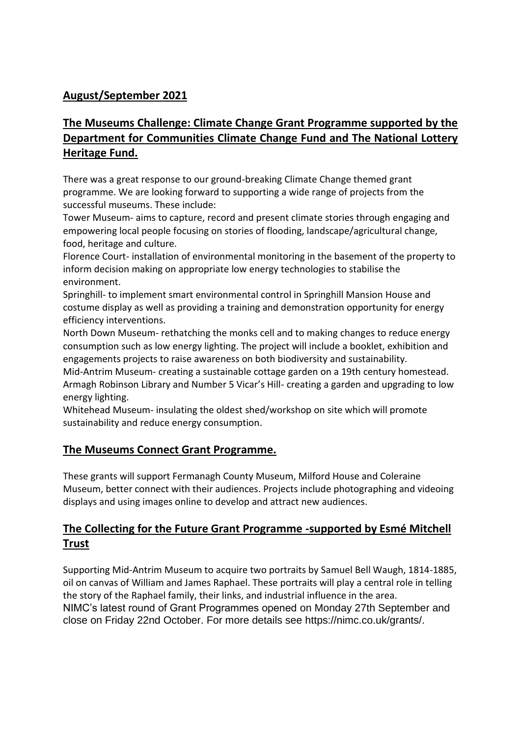## August/September 2021

## The Museums Challenge: Climate Change Grant Programme supported by the Department for Communities Climate Change Fund and The National Lottery Heritage Fund.

There was a great response to our ground-breaking Climate Change themed grant programme. We are looking forward to supporting a wide range of projects from the successful museums. These include:
Tower Museum- aims to capture, record and present climate stories through engaging and empowering local people focusing on stories of flooding, landscape/agricultural change, food, heritage and culture.
Florence Court- installation of environmental monitoring in the basement of the property to inform decision making on appropriate low energy technologies to stabilise the environment.
Springhill- to implement smart environmental control in Springhill Mansion House and costume display as well as providing a training and demonstration opportunity for energy efficiency interventions.
North Down Museum- rethatching the monks cell and to making changes to reduce energy consumption such as low energy lighting. The project will include a booklet, exhibition and engagements projects to raise awareness on both biodiversity and sustainability.
Mid-Antrim Museum- creating a sustainable cottage garden on a 19th century homestead.
Armagh Robinson Library and Number 5 Vicar's Hill- creating a garden and upgrading to low energy lighting.
Whitehead Museum- insulating the oldest shed/workshop on site which will promote sustainability and reduce energy consumption.

## The Museums Connect Grant Programme.

These grants will support Fermanagh County Museum, Milford House and Coleraine Museum, better connect with their audiences. Projects include photographing and videoing displays and using images online to develop and attract new audiences.

## The Collecting for the Future Grant Programme -supported by Esmé Mitchell Trust

Supporting Mid-Antrim Museum to acquire two portraits by Samuel Bell Waugh, 1814-1885, oil on canvas of William and James Raphael. These portraits will play a central role in telling the story of the Raphael family, their links, and industrial influence in the area.
NIMC's latest round of Grant Programmes opened on Monday 27th September and close on Friday 22nd October. For more details see https://nimc.co.uk/grants/.